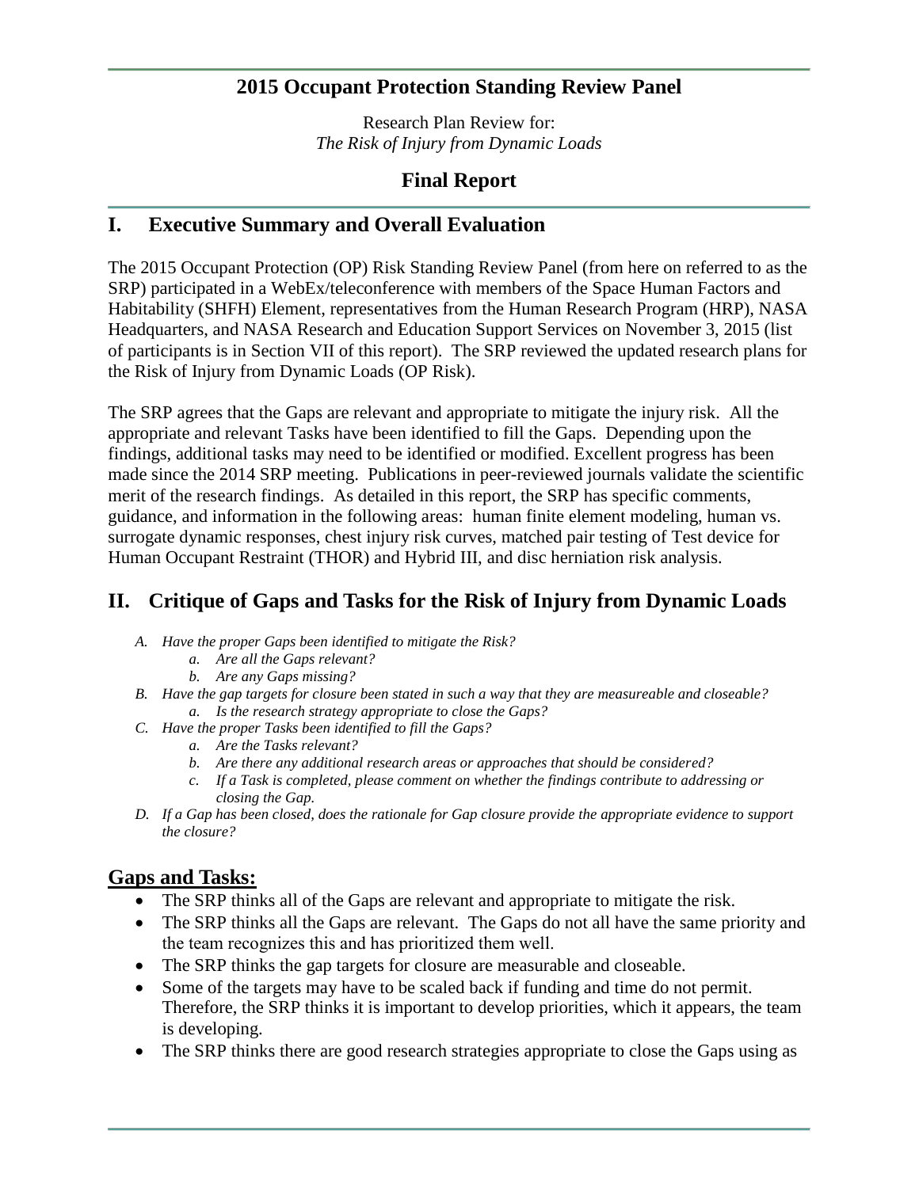# 2015 Occupant Protection Standing Review Panel

Research Plan Review for:
*The Risk of Injury from Dynamic Loads*

## Final Report

## I. Executive Summary and Overall Evaluation

The 2015 Occupant Protection (OP) Risk Standing Review Panel (from here on referred to as the SRP) participated in a WebEx/teleconference with members of the Space Human Factors and Habitability (SHFH) Element, representatives from the Human Research Program (HRP), NASA Headquarters, and NASA Research and Education Support Services on November 3, 2015 (list of participants is in Section VII of this report). The SRP reviewed the updated research plans for the Risk of Injury from Dynamic Loads (OP Risk).

The SRP agrees that the Gaps are relevant and appropriate to mitigate the injury risk. All the appropriate and relevant Tasks have been identified to fill the Gaps. Depending upon the findings, additional tasks may need to be identified or modified. Excellent progress has been made since the 2014 SRP meeting. Publications in peer-reviewed journals validate the scientific merit of the research findings. As detailed in this report, the SRP has specific comments, guidance, and information in the following areas: human finite element modeling, human vs. surrogate dynamic responses, chest injury risk curves, matched pair testing of Test device for Human Occupant Restraint (THOR) and Hybrid III, and disc herniation risk analysis.

## II. Critique of Gaps and Tasks for the Risk of Injury from Dynamic Loads

*A. Have the proper Gaps been identified to mitigate the Risk?*
   *a. Are all the Gaps relevant?*
   *b. Are any Gaps missing?*
*B. Have the gap targets for closure been stated in such a way that they are measureable and closeable?*
   *a. Is the research strategy appropriate to close the Gaps?*
*C. Have the proper Tasks been identified to fill the Gaps?*
   *a. Are the Tasks relevant?*
   *b. Are there any additional research areas or approaches that should be considered?*
   *c. If a Task is completed, please comment on whether the findings contribute to addressing or closing the Gap.*
*D. If a Gap has been closed, does the rationale for Gap closure provide the appropriate evidence to support the closure?*

### Gaps and Tasks:

- The SRP thinks all of the Gaps are relevant and appropriate to mitigate the risk.
- The SRP thinks all the Gaps are relevant. The Gaps do not all have the same priority and the team recognizes this and has prioritized them well.
- The SRP thinks the gap targets for closure are measurable and closeable.
- Some of the targets may have to be scaled back if funding and time do not permit. Therefore, the SRP thinks it is important to develop priorities, which it appears, the team is developing.
- The SRP thinks there are good research strategies appropriate to close the Gaps using as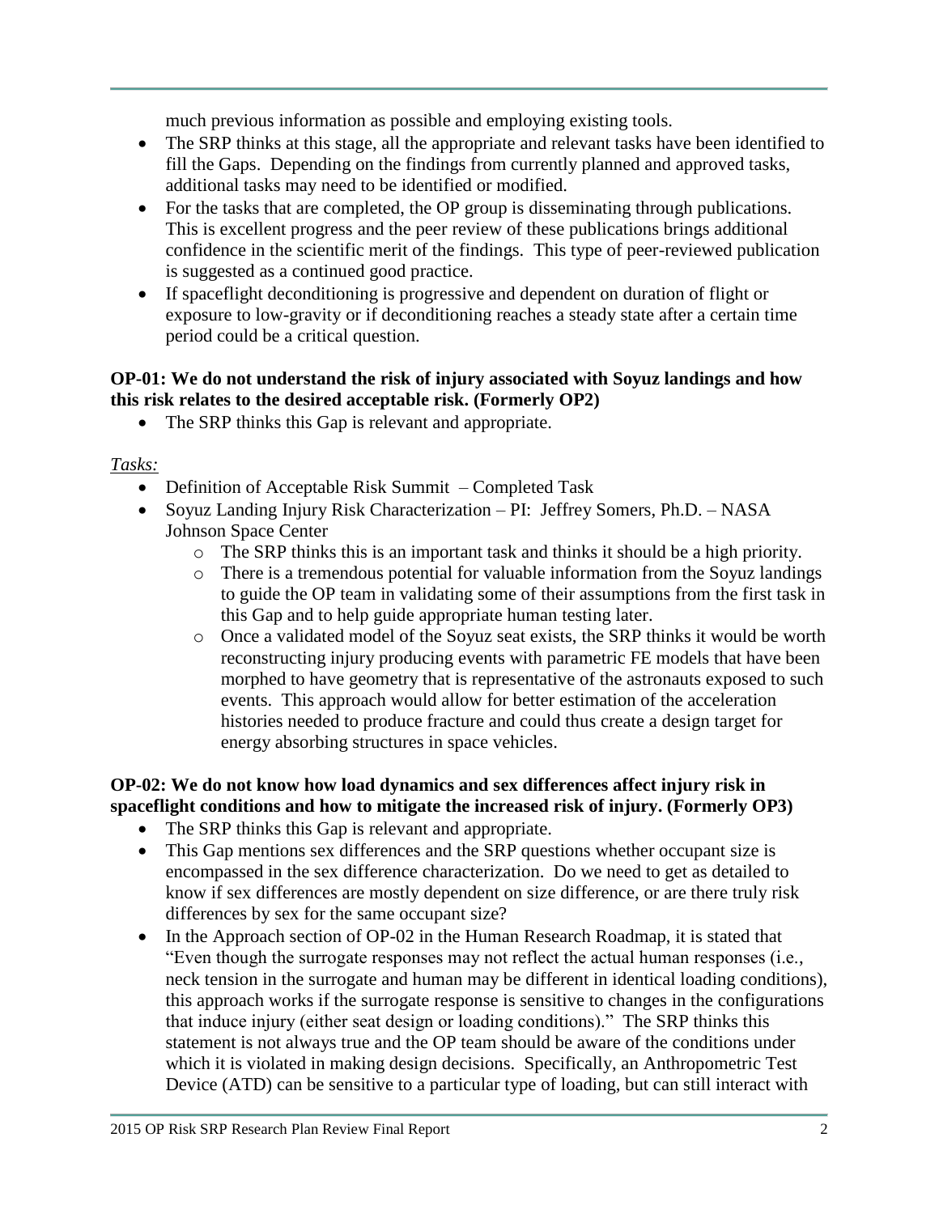much previous information as possible and employing existing tools.

- The SRP thinks at this stage, all the appropriate and relevant tasks have been identified to fill the Gaps. Depending on the findings from currently planned and approved tasks, additional tasks may need to be identified or modified.
- For the tasks that are completed, the OP group is disseminating through publications. This is excellent progress and the peer review of these publications brings additional confidence in the scientific merit of the findings. This type of peer-reviewed publication is suggested as a continued good practice.
- If spaceflight deconditioning is progressive and dependent on duration of flight or exposure to low-gravity or if deconditioning reaches a steady state after a certain time period could be a critical question.

**OP-01: We do not understand the risk of injury associated with Soyuz landings and how this risk relates to the desired acceptable risk. (Formerly OP2)**

- The SRP thinks this Gap is relevant and appropriate.

*Tasks:*

- Definition of Acceptable Risk Summit – Completed Task
- Soyuz Landing Injury Risk Characterization – PI: Jeffrey Somers, Ph.D. – NASA Johnson Space Center
  - The SRP thinks this is an important task and thinks it should be a high priority.
  - There is a tremendous potential for valuable information from the Soyuz landings to guide the OP team in validating some of their assumptions from the first task in this Gap and to help guide appropriate human testing later.
  - Once a validated model of the Soyuz seat exists, the SRP thinks it would be worth reconstructing injury producing events with parametric FE models that have been morphed to have geometry that is representative of the astronauts exposed to such events. This approach would allow for better estimation of the acceleration histories needed to produce fracture and could thus create a design target for energy absorbing structures in space vehicles.

**OP-02: We do not know how load dynamics and sex differences affect injury risk in spaceflight conditions and how to mitigate the increased risk of injury. (Formerly OP3)**

- The SRP thinks this Gap is relevant and appropriate.
- This Gap mentions sex differences and the SRP questions whether occupant size is encompassed in the sex difference characterization. Do we need to get as detailed to know if sex differences are mostly dependent on size difference, or are there truly risk differences by sex for the same occupant size?
- In the Approach section of OP-02 in the Human Research Roadmap, it is stated that "Even though the surrogate responses may not reflect the actual human responses (i.e., neck tension in the surrogate and human may be different in identical loading conditions), this approach works if the surrogate response is sensitive to changes in the configurations that induce injury (either seat design or loading conditions)." The SRP thinks this statement is not always true and the OP team should be aware of the conditions under which it is violated in making design decisions. Specifically, an Anthropometric Test Device (ATD) can be sensitive to a particular type of loading, but can still interact with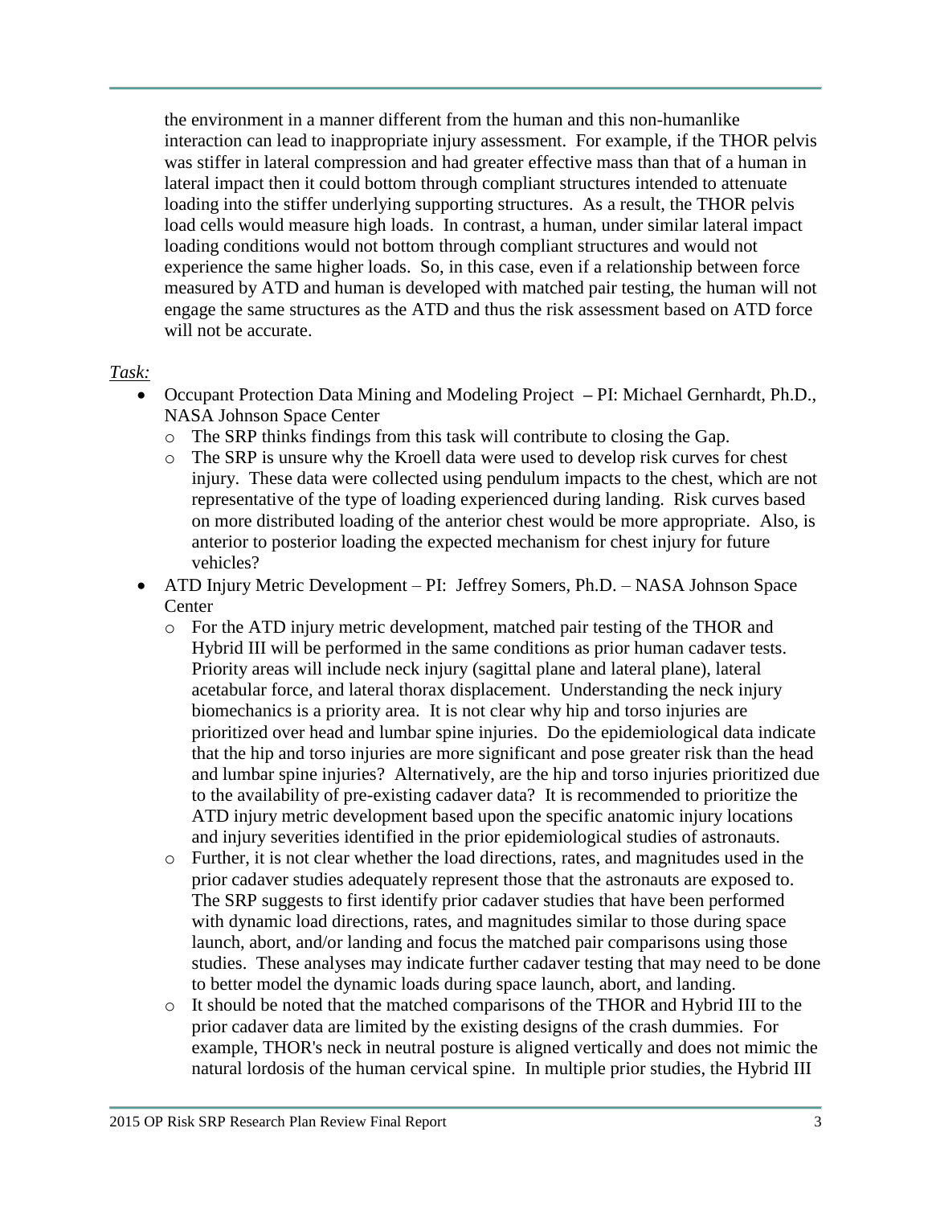the environment in a manner different from the human and this non-humanlike interaction can lead to inappropriate injury assessment. For example, if the THOR pelvis was stiffer in lateral compression and had greater effective mass than that of a human in lateral impact then it could bottom through compliant structures intended to attenuate loading into the stiffer underlying supporting structures. As a result, the THOR pelvis load cells would measure high loads. In contrast, a human, under similar lateral impact loading conditions would not bottom through compliant structures and would not experience the same higher loads. So, in this case, even if a relationship between force measured by ATD and human is developed with matched pair testing, the human will not engage the same structures as the ATD and thus the risk assessment based on ATD force will not be accurate.

*Task:*

- Occupant Protection Data Mining and Modeling Project **–** PI: Michael Gernhardt, Ph.D., NASA Johnson Space Center
  - The SRP thinks findings from this task will contribute to closing the Gap.
  - The SRP is unsure why the Kroell data were used to develop risk curves for chest injury. These data were collected using pendulum impacts to the chest, which are not representative of the type of loading experienced during landing. Risk curves based on more distributed loading of the anterior chest would be more appropriate. Also, is anterior to posterior loading the expected mechanism for chest injury for future vehicles?
- ATD Injury Metric Development – PI: Jeffrey Somers, Ph.D. – NASA Johnson Space Center
  - For the ATD injury metric development, matched pair testing of the THOR and Hybrid III will be performed in the same conditions as prior human cadaver tests. Priority areas will include neck injury (sagittal plane and lateral plane), lateral acetabular force, and lateral thorax displacement. Understanding the neck injury biomechanics is a priority area. It is not clear why hip and torso injuries are prioritized over head and lumbar spine injuries. Do the epidemiological data indicate that the hip and torso injuries are more significant and pose greater risk than the head and lumbar spine injuries? Alternatively, are the hip and torso injuries prioritized due to the availability of pre-existing cadaver data? It is recommended to prioritize the ATD injury metric development based upon the specific anatomic injury locations and injury severities identified in the prior epidemiological studies of astronauts.
  - Further, it is not clear whether the load directions, rates, and magnitudes used in the prior cadaver studies adequately represent those that the astronauts are exposed to. The SRP suggests to first identify prior cadaver studies that have been performed with dynamic load directions, rates, and magnitudes similar to those during space launch, abort, and/or landing and focus the matched pair comparisons using those studies. These analyses may indicate further cadaver testing that may need to be done to better model the dynamic loads during space launch, abort, and landing.
  - It should be noted that the matched comparisons of the THOR and Hybrid III to the prior cadaver data are limited by the existing designs of the crash dummies. For example, THOR's neck in neutral posture is aligned vertically and does not mimic the natural lordosis of the human cervical spine. In multiple prior studies, the Hybrid III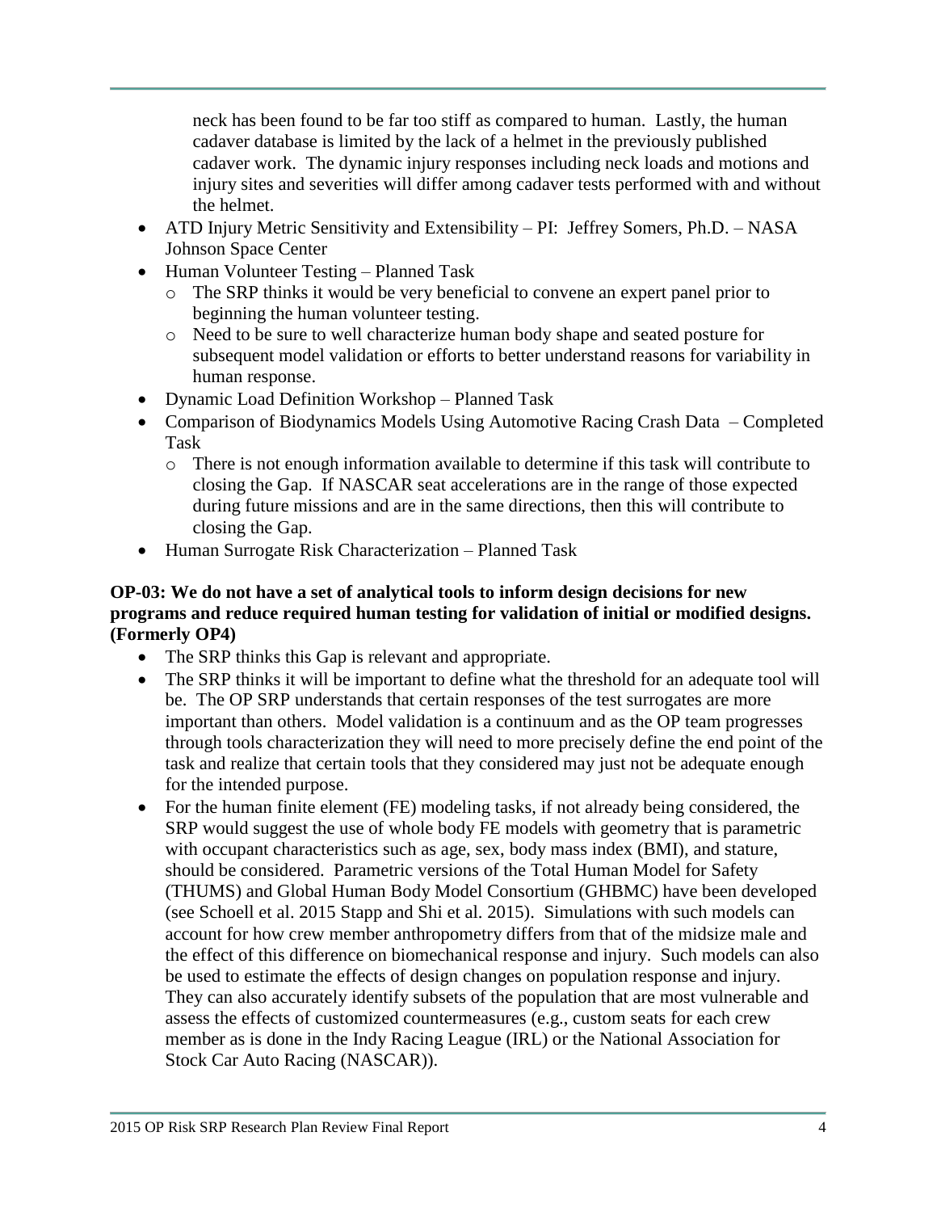neck has been found to be far too stiff as compared to human. Lastly, the human cadaver database is limited by the lack of a helmet in the previously published cadaver work. The dynamic injury responses including neck loads and motions and injury sites and severities will differ among cadaver tests performed with and without the helmet.

- ATD Injury Metric Sensitivity and Extensibility – PI: Jeffrey Somers, Ph.D. – NASA Johnson Space Center
- Human Volunteer Testing – Planned Task
  - The SRP thinks it would be very beneficial to convene an expert panel prior to beginning the human volunteer testing.
  - Need to be sure to well characterize human body shape and seated posture for subsequent model validation or efforts to better understand reasons for variability in human response.
- Dynamic Load Definition Workshop – Planned Task
- Comparison of Biodynamics Models Using Automotive Racing Crash Data – Completed Task
  - There is not enough information available to determine if this task will contribute to closing the Gap. If NASCAR seat accelerations are in the range of those expected during future missions and are in the same directions, then this will contribute to closing the Gap.
- Human Surrogate Risk Characterization – Planned Task

**OP-03: We do not have a set of analytical tools to inform design decisions for new programs and reduce required human testing for validation of initial or modified designs. (Formerly OP4)**

- The SRP thinks this Gap is relevant and appropriate.
- The SRP thinks it will be important to define what the threshold for an adequate tool will be. The OP SRP understands that certain responses of the test surrogates are more important than others. Model validation is a continuum and as the OP team progresses through tools characterization they will need to more precisely define the end point of the task and realize that certain tools that they considered may just not be adequate enough for the intended purpose.
- For the human finite element (FE) modeling tasks, if not already being considered, the SRP would suggest the use of whole body FE models with geometry that is parametric with occupant characteristics such as age, sex, body mass index (BMI), and stature, should be considered. Parametric versions of the Total Human Model for Safety (THUMS) and Global Human Body Model Consortium (GHBMC) have been developed (see Schoell et al. 2015 Stapp and Shi et al. 2015). Simulations with such models can account for how crew member anthropometry differs from that of the midsize male and the effect of this difference on biomechanical response and injury. Such models can also be used to estimate the effects of design changes on population response and injury. They can also accurately identify subsets of the population that are most vulnerable and assess the effects of customized countermeasures (e.g., custom seats for each crew member as is done in the Indy Racing League (IRL) or the National Association for Stock Car Auto Racing (NASCAR)).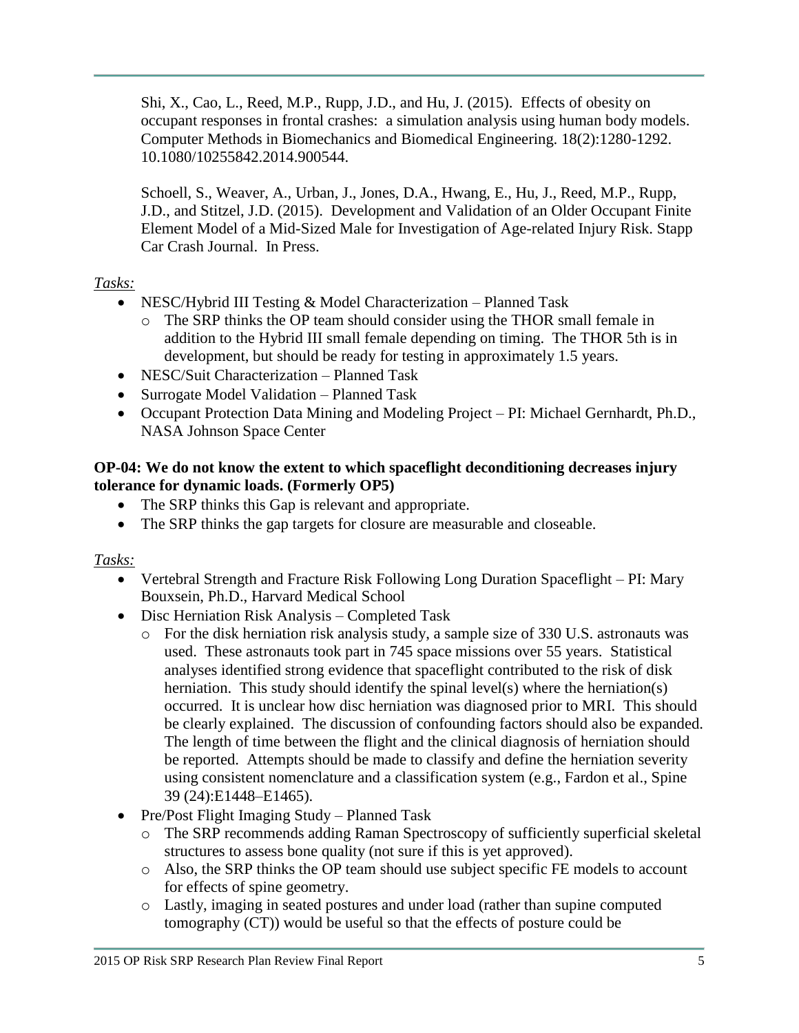Shi, X., Cao, L., Reed, M.P., Rupp, J.D., and Hu, J. (2015). Effects of obesity on occupant responses in frontal crashes: a simulation analysis using human body models. Computer Methods in Biomechanics and Biomedical Engineering. 18(2):1280-1292. 10.1080/10255842.2014.900544.

Schoell, S., Weaver, A., Urban, J., Jones, D.A., Hwang, E., Hu, J., Reed, M.P., Rupp, J.D., and Stitzel, J.D. (2015). Development and Validation of an Older Occupant Finite Element Model of a Mid-Sized Male for Investigation of Age-related Injury Risk. Stapp Car Crash Journal. In Press.

*Tasks:*

- NESC/Hybrid III Testing & Model Characterization – Planned Task
  - The SRP thinks the OP team should consider using the THOR small female in addition to the Hybrid III small female depending on timing. The THOR 5th is in development, but should be ready for testing in approximately 1.5 years.
- NESC/Suit Characterization – Planned Task
- Surrogate Model Validation – Planned Task
- Occupant Protection Data Mining and Modeling Project – PI: Michael Gernhardt, Ph.D., NASA Johnson Space Center

**OP-04: We do not know the extent to which spaceflight deconditioning decreases injury tolerance for dynamic loads. (Formerly OP5)**

- The SRP thinks this Gap is relevant and appropriate.
- The SRP thinks the gap targets for closure are measurable and closeable.

*Tasks:*

- Vertebral Strength and Fracture Risk Following Long Duration Spaceflight – PI: Mary Bouxsein, Ph.D., Harvard Medical School
- Disc Herniation Risk Analysis – Completed Task
  - For the disk herniation risk analysis study, a sample size of 330 U.S. astronauts was used. These astronauts took part in 745 space missions over 55 years. Statistical analyses identified strong evidence that spaceflight contributed to the risk of disk herniation. This study should identify the spinal level(s) where the herniation(s) occurred. It is unclear how disc herniation was diagnosed prior to MRI. This should be clearly explained. The discussion of confounding factors should also be expanded. The length of time between the flight and the clinical diagnosis of herniation should be reported. Attempts should be made to classify and define the herniation severity using consistent nomenclature and a classification system (e.g., Fardon et al., Spine 39 (24):E1448–E1465).
- Pre/Post Flight Imaging Study – Planned Task
  - The SRP recommends adding Raman Spectroscopy of sufficiently superficial skeletal structures to assess bone quality (not sure if this is yet approved).
  - Also, the SRP thinks the OP team should use subject specific FE models to account for effects of spine geometry.
  - Lastly, imaging in seated postures and under load (rather than supine computed tomography (CT)) would be useful so that the effects of posture could be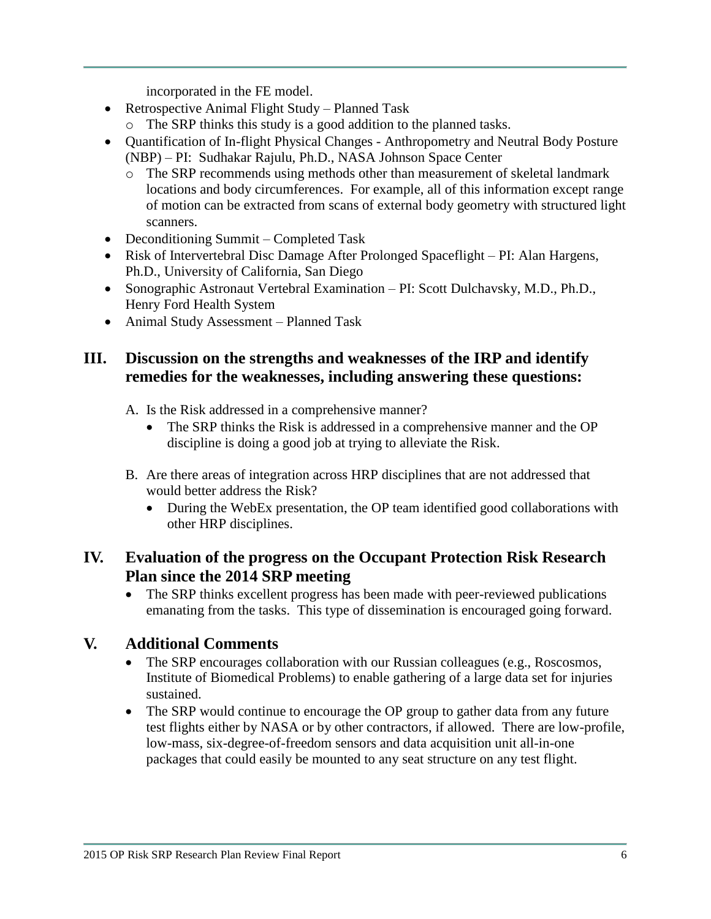incorporated in the FE model.

- Retrospective Animal Flight Study – Planned Task
  - The SRP thinks this study is a good addition to the planned tasks.
- Quantification of In-flight Physical Changes - Anthropometry and Neutral Body Posture (NBP) – PI: Sudhakar Rajulu, Ph.D., NASA Johnson Space Center
  - The SRP recommends using methods other than measurement of skeletal landmark locations and body circumferences. For example, all of this information except range of motion can be extracted from scans of external body geometry with structured light scanners.
- Deconditioning Summit – Completed Task
- Risk of Intervertebral Disc Damage After Prolonged Spaceflight – PI: Alan Hargens, Ph.D., University of California, San Diego
- Sonographic Astronaut Vertebral Examination – PI: Scott Dulchavsky, M.D., Ph.D., Henry Ford Health System
- Animal Study Assessment – Planned Task

## III. Discussion on the strengths and weaknesses of the IRP and identify remedies for the weaknesses, including answering these questions:

A. Is the Risk addressed in a comprehensive manner?
   - The SRP thinks the Risk is addressed in a comprehensive manner and the OP discipline is doing a good job at trying to alleviate the Risk.

B. Are there areas of integration across HRP disciplines that are not addressed that would better address the Risk?
   - During the WebEx presentation, the OP team identified good collaborations with other HRP disciplines.

## IV. Evaluation of the progress on the Occupant Protection Risk Research Plan since the 2014 SRP meeting

- The SRP thinks excellent progress has been made with peer-reviewed publications emanating from the tasks. This type of dissemination is encouraged going forward.

## V. Additional Comments

- The SRP encourages collaboration with our Russian colleagues (e.g., Roscosmos, Institute of Biomedical Problems) to enable gathering of a large data set for injuries sustained.
- The SRP would continue to encourage the OP group to gather data from any future test flights either by NASA or by other contractors, if allowed. There are low-profile, low-mass, six-degree-of-freedom sensors and data acquisition unit all-in-one packages that could easily be mounted to any seat structure on any test flight.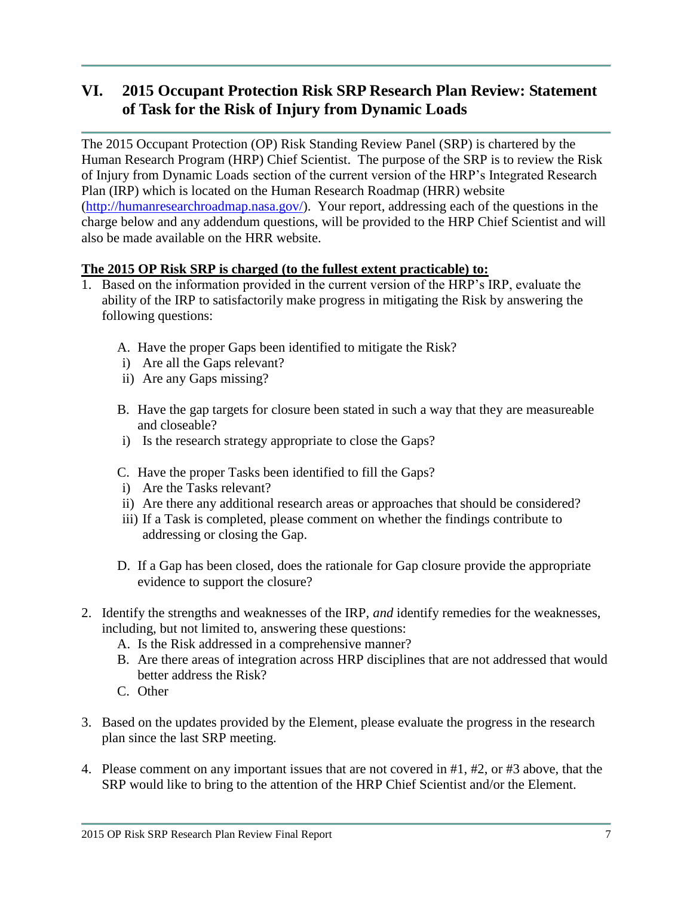# VI. 2015 Occupant Protection Risk SRP Research Plan Review: Statement of Task for the Risk of Injury from Dynamic Loads

The 2015 Occupant Protection (OP) Risk Standing Review Panel (SRP) is chartered by the Human Research Program (HRP) Chief Scientist. The purpose of the SRP is to review the Risk of Injury from Dynamic Loads section of the current version of the HRP's Integrated Research Plan (IRP) which is located on the Human Research Roadmap (HRR) website (http://humanresearchroadmap.nasa.gov/). Your report, addressing each of the questions in the charge below and any addendum questions, will be provided to the HRP Chief Scientist and will also be made available on the HRR website.

**The 2015 OP Risk SRP is charged (to the fullest extent practicable) to:**

1. Based on the information provided in the current version of the HRP's IRP, evaluate the ability of the IRP to satisfactorily make progress in mitigating the Risk by answering the following questions:

   A. Have the proper Gaps been identified to mitigate the Risk?
      i) Are all the Gaps relevant?
      ii) Are any Gaps missing?

   B. Have the gap targets for closure been stated in such a way that they are measureable and closeable?
      i) Is the research strategy appropriate to close the Gaps?

   C. Have the proper Tasks been identified to fill the Gaps?
      i) Are the Tasks relevant?
      ii) Are there any additional research areas or approaches that should be considered?
      iii) If a Task is completed, please comment on whether the findings contribute to addressing or closing the Gap.

   D. If a Gap has been closed, does the rationale for Gap closure provide the appropriate evidence to support the closure?

2. Identify the strengths and weaknesses of the IRP, *and* identify remedies for the weaknesses, including, but not limited to, answering these questions:
   A. Is the Risk addressed in a comprehensive manner?
   B. Are there areas of integration across HRP disciplines that are not addressed that would better address the Risk?
   C. Other

3. Based on the updates provided by the Element, please evaluate the progress in the research plan since the last SRP meeting.

4. Please comment on any important issues that are not covered in #1, #2, or #3 above, that the SRP would like to bring to the attention of the HRP Chief Scientist and/or the Element.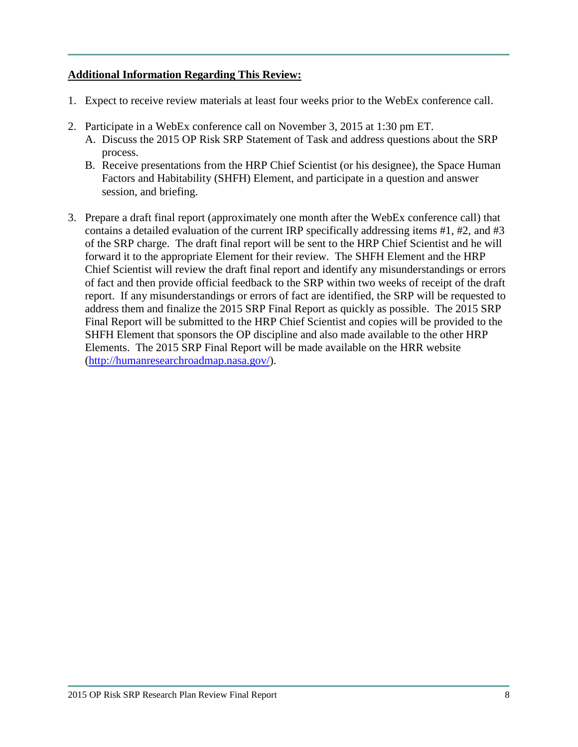**Additional Information Regarding This Review:**

1. Expect to receive review materials at least four weeks prior to the WebEx conference call.

2. Participate in a WebEx conference call on November 3, 2015 at 1:30 pm ET.
   A. Discuss the 2015 OP Risk SRP Statement of Task and address questions about the SRP process.
   B. Receive presentations from the HRP Chief Scientist (or his designee), the Space Human Factors and Habitability (SHFH) Element, and participate in a question and answer session, and briefing.

3. Prepare a draft final report (approximately one month after the WebEx conference call) that contains a detailed evaluation of the current IRP specifically addressing items #1, #2, and #3 of the SRP charge. The draft final report will be sent to the HRP Chief Scientist and he will forward it to the appropriate Element for their review. The SHFH Element and the HRP Chief Scientist will review the draft final report and identify any misunderstandings or errors of fact and then provide official feedback to the SRP within two weeks of receipt of the draft report. If any misunderstandings or errors of fact are identified, the SRP will be requested to address them and finalize the 2015 SRP Final Report as quickly as possible. The 2015 SRP Final Report will be submitted to the HRP Chief Scientist and copies will be provided to the SHFH Element that sponsors the OP discipline and also made available to the other HRP Elements. The 2015 SRP Final Report will be made available on the HRR website ([http://humanresearchroadmap.nasa.gov/](http://humanresearchroadmap.nasa.gov/)).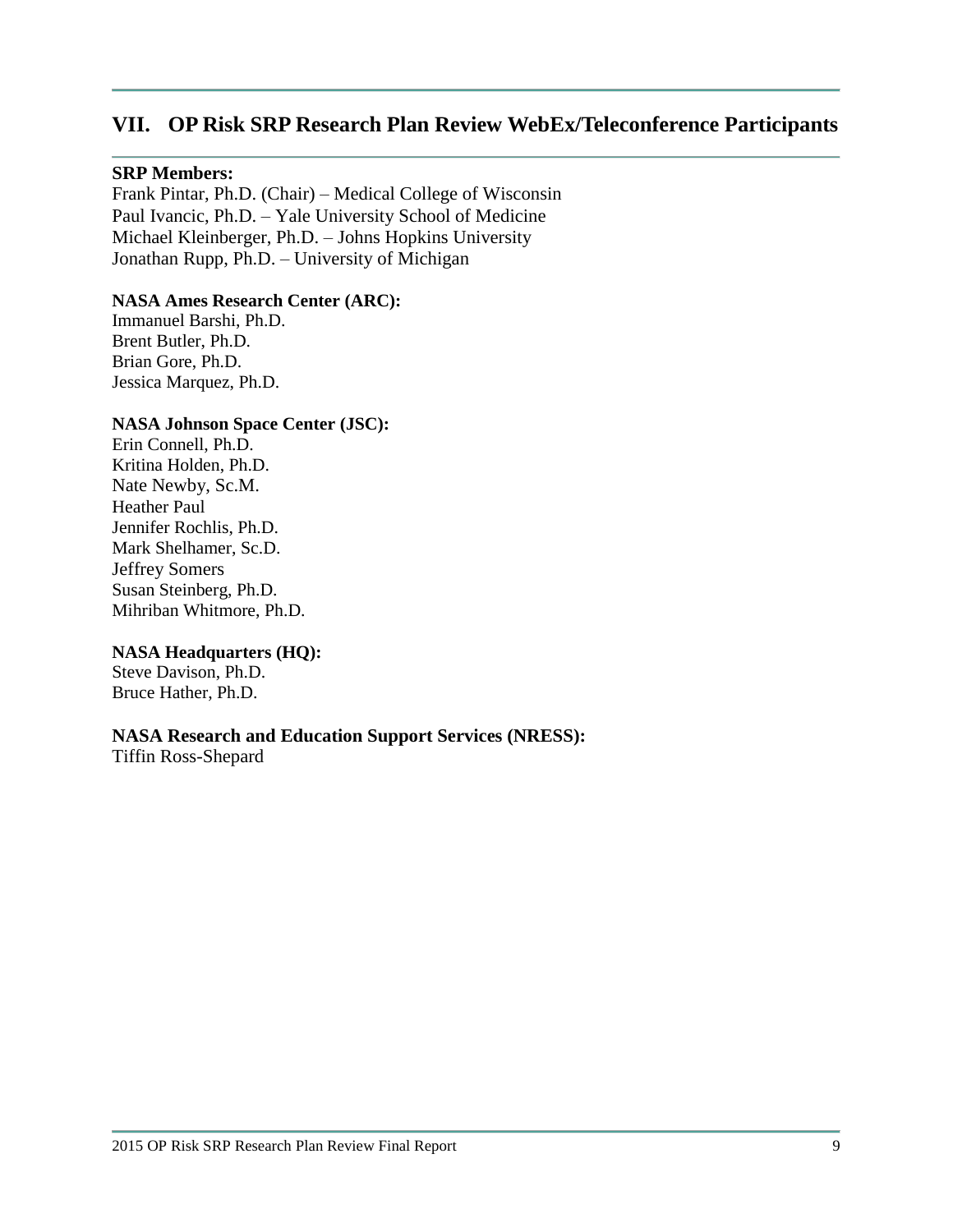## VII. OP Risk SRP Research Plan Review WebEx/Teleconference Participants

**SRP Members:**
Frank Pintar, Ph.D. (Chair) – Medical College of Wisconsin
Paul Ivancic, Ph.D. – Yale University School of Medicine
Michael Kleinberger, Ph.D. – Johns Hopkins University
Jonathan Rupp, Ph.D. – University of Michigan

**NASA Ames Research Center (ARC):**
Immanuel Barshi, Ph.D.
Brent Butler, Ph.D.
Brian Gore, Ph.D.
Jessica Marquez, Ph.D.

**NASA Johnson Space Center (JSC):**
Erin Connell, Ph.D.
Kritina Holden, Ph.D.
Nate Newby, Sc.M.
Heather Paul
Jennifer Rochlis, Ph.D.
Mark Shelhamer, Sc.D.
Jeffrey Somers
Susan Steinberg, Ph.D.
Mihriban Whitmore, Ph.D.

**NASA Headquarters (HQ):**
Steve Davison, Ph.D.
Bruce Hather, Ph.D.

**NASA Research and Education Support Services (NRESS):**
Tiffin Ross-Shepard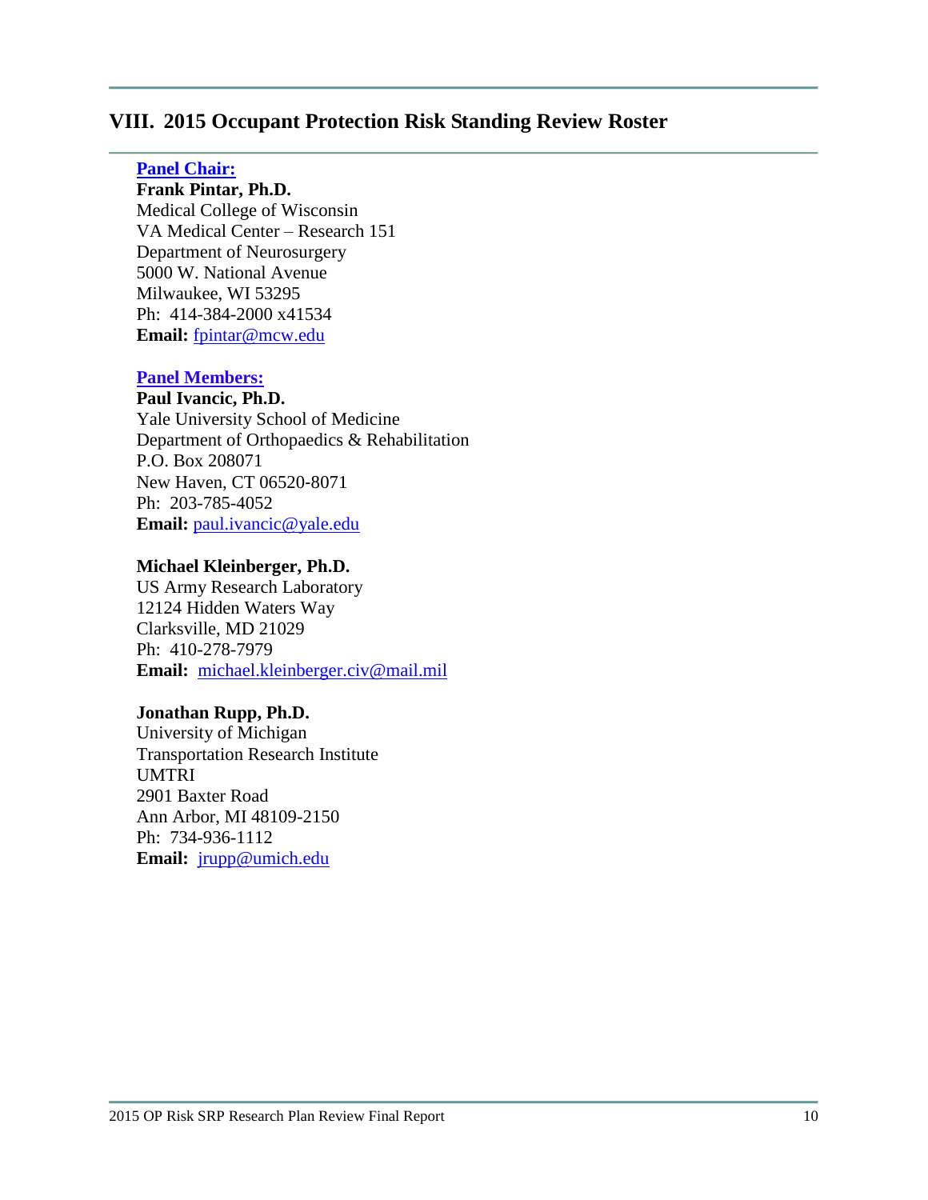## VIII. 2015 Occupant Protection Risk Standing Review Roster

**Panel Chair:**

**Frank Pintar, Ph.D.**
Medical College of Wisconsin
VA Medical Center – Research 151
Department of Neurosurgery
5000 W. National Avenue
Milwaukee, WI 53295
Ph: 414-384-2000 x41534
**Email:** fpintar@mcw.edu

**Panel Members:**

**Paul Ivancic, Ph.D.**
Yale University School of Medicine
Department of Orthopaedics & Rehabilitation
P.O. Box 208071
New Haven, CT 06520-8071
Ph: 203-785-4052
**Email:** paul.ivancic@yale.edu

**Michael Kleinberger, Ph.D.**
US Army Research Laboratory
12124 Hidden Waters Way
Clarksville, MD 21029
Ph: 410-278-7979
**Email:** michael.kleinberger.civ@mail.mil

**Jonathan Rupp, Ph.D.**
University of Michigan
Transportation Research Institute
UMTRI
2901 Baxter Road
Ann Arbor, MI 48109-2150
Ph: 734-936-1112
**Email:** jrupp@umich.edu